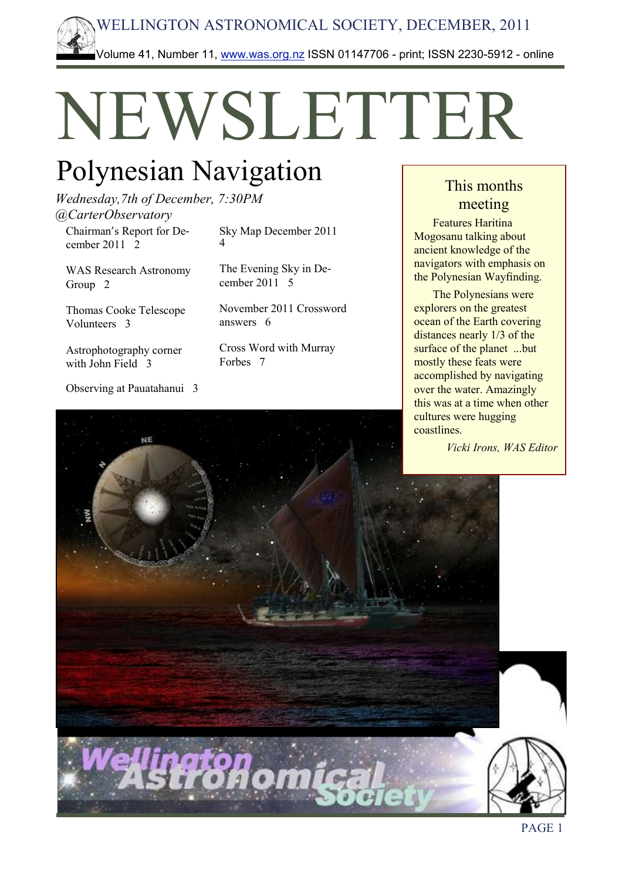# WELLINGTON ASTRONOMICAL SOCIETY, DECEMBER, 2011

Volume 41, Number 11, www.was.org.nz ISSN 01147706 - print; ISSN 2230-5912 - online

# NEWSLETTER

## Polynesian Navigation

*Wednesday,7th of December, 7:30PM @CarterObservatory*

- Chairman's Report for December 2011 2
- WAS Research Astronomy Group 2
- Thomas Cooke Telescope Volunteers 3
- Astrophotography corner with John Field 3
- Observing at Pauatahanui 3
- Sky Map December 2011 4
- The Evening Sky in December 2011 5
- November 2011 Crossword answers 6
- Cross Word with Murray Forbes 7

### This months meeting

Features Haritina Mogosanu talking about ancient knowledge of the navigators with emphasis on the Polynesian Wayfinding.

The Polynesians were explorers on the greatest ocean of the Earth covering distances nearly 1/3 of the surface of the planet ...but mostly these feats were accomplished by navigating over the water. Amazingly this was at a time when other cultures were hugging coastlines.

*Vicki Irons, WAS Editor*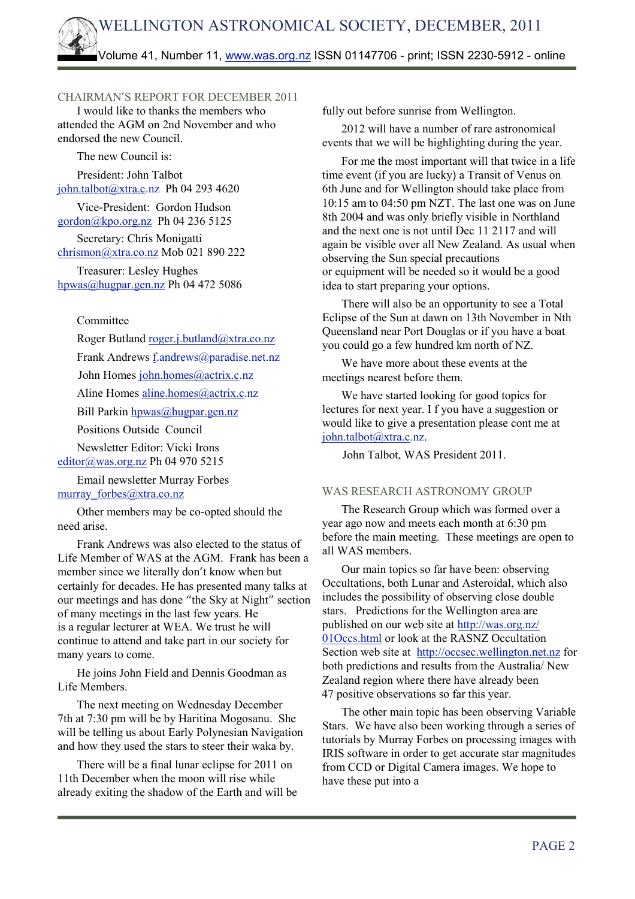## CHAIRMAN'S REPORT FOR DECEMBER 2011

I would like to thanks the members who attended the AGM on 2nd November and who endorsed the new Council.

The new Council is:

President: John Talbot john.talbot@xtra.c.nz Ph 04 293 4620

Vice-President: Gordon Hudson gordon@kpo.org.nz Ph 04 236 5125

Secretary: Chris Monigatti chrismon@xtra.co.nz Mob 021 890 222

Treasurer: Lesley Hughes hpwas@hugpar.gen.nz Ph 04 472 5086

Committee

Roger Butland roger.j.butland@xtra.co.nz

Frank Andrews f.andrews@paradise.net.nz

John Homes john.homes@actrix.c.nz

Aline Homes aline.homes@actrix.c.nz

Bill Parkin hpwas@hugpar.gen.nz

Positions Outside Council

Newsletter Editor: Vicki Irons editor@was.org.nz Ph 04 970 5215

Email newsletter Murray Forbes murray_forbes@xtra.co.nz

Other members may be co-opted should the need arise.

Frank Andrews was also elected to the status of Life Member of WAS at the AGM. Frank has been a member since we literally don't know when but certainly for decades. He has presented many talks at our meetings and has done "the Sky at Night" section of many meetings in the last few years. He is a regular lecturer at WEA. We trust he will continue to attend and take part in our society for many years to come.

He joins John Field and Dennis Goodman as Life Members.

The next meeting on Wednesday December 7th at 7:30 pm will be by Haritina Mogosanu. She will be telling us about Early Polynesian Navigation and how they used the stars to steer their waka by.

There will be a final lunar eclipse for 2011 on 11th December when the moon will rise while already exiting the shadow of the Earth and will be fully out before sunrise from Wellington.

2012 will have a number of rare astronomical events that we will be highlighting during the year.

For me the most important will that twice in a life time event (if you are lucky) a Transit of Venus on 6th June and for Wellington should take place from 10:15 am to 04:50 pm NZT. The last one was on June 8th 2004 and was only briefly visible in Northland and the next one is not until Dec 11 2117 and will again be visible over all New Zealand. As usual when observing the Sun special precautions or equipment will be needed so it would be a good idea to start preparing your options.

There will also be an opportunity to see a Total Eclipse of the Sun at dawn on 13th November in Nth Queensland near Port Douglas or if you have a boat you could go a few hundred km north of NZ.

We have more about these events at the meetings nearest before them.

We have started looking for good topics for lectures for next year. I f you have a suggestion or would like to give a presentation please cont me at john.talbot@xtra.c.nz.

John Talbot, WAS President 2011.

## WAS RESEARCH ASTRONOMY GROUP

The Research Group which was formed over a year ago now and meets each month at 6:30 pm before the main meeting. These meetings are open to all WAS members.

Our main topics so far have been: observing Occultations, both Lunar and Asteroidal, which also includes the possibility of observing close double stars. Predictions for the Wellington area are published on our web site at http://was.org.nz/01Occs.html or look at the RASNZ Occultation Section web site at http://occsec.wellington.net.nz for both predictions and results from the Australia/ New Zealand region where there have already been 47 positive observations so far this year.

The other main topic has been observing Variable Stars. We have also been working through a series of tutorials by Murray Forbes on processing images with IRIS software in order to get accurate star magnitudes from CCD or Digital Camera images. We hope to have these put into a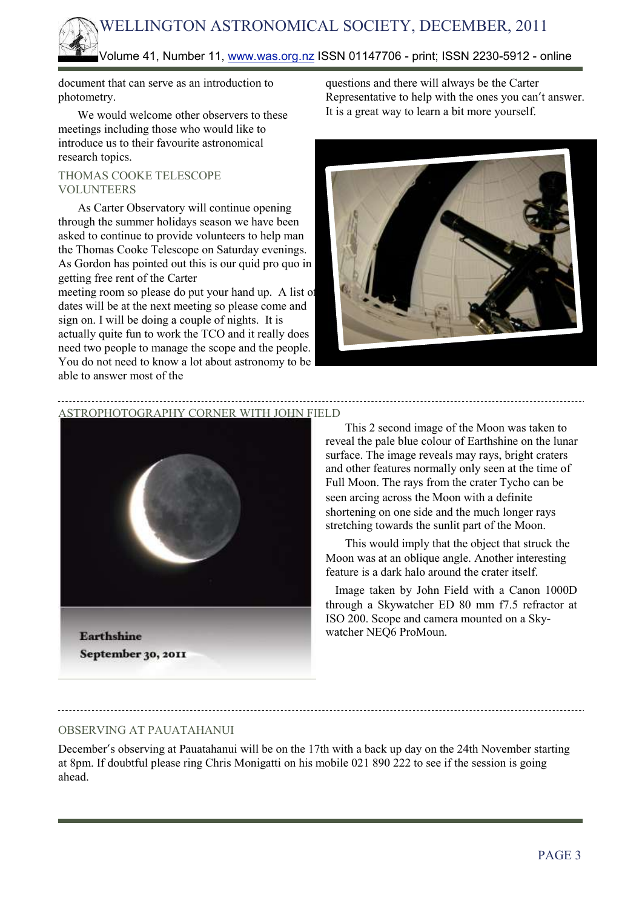document that can serve as an introduction to photometry.

We would welcome other observers to these meetings including those who would like to introduce us to their favourite astronomical research topics.

## THOMAS COOKE TELESCOPE VOLUNTEERS

As Carter Observatory will continue opening through the summer holidays season we have been asked to continue to provide volunteers to help man the Thomas Cooke Telescope on Saturday evenings. As Gordon has pointed out this is our quid pro quo in getting free rent of the Carter meeting room so please do put your hand up. A list of dates will be at the next meeting so please come and sign on. I will be doing a couple of nights. It is actually quite fun to work the TCO and it really does need two people to manage the scope and the people. You do not need to know a lot about astronomy to be able to answer most of the questions and there will always be the Carter Representative to help with the ones you can't answer. It is a great way to learn a bit more yourself.

## ASTROPHOTOGRAPHY CORNER WITH JOHN FIELD

**Earthshine**

**September 30, 2011**

This 2 second image of the Moon was taken to reveal the pale blue colour of Earthshine on the lunar surface. The image reveals may rays, bright craters and other features normally only seen at the time of Full Moon. The rays from the crater Tycho can be seen arcing across the Moon with a definite shortening on one side and the much longer rays stretching towards the sunlit part of the Moon.

This would imply that the object that struck the Moon was at an oblique angle. Another interesting feature is a dark halo around the crater itself.

Image taken by John Field with a Canon 1000D through a Skywatcher ED 80 mm f7.5 refractor at ISO 200. Scope and camera mounted on a Sky-watcher NEQ6 ProMoun.

## OBSERVING AT PAUATAHANUI

December's observing at Pauatahanui will be on the 17th with a back up day on the 24th November starting at 8pm. If doubtful please ring Chris Monigatti on his mobile 021 890 222 to see if the session is going ahead.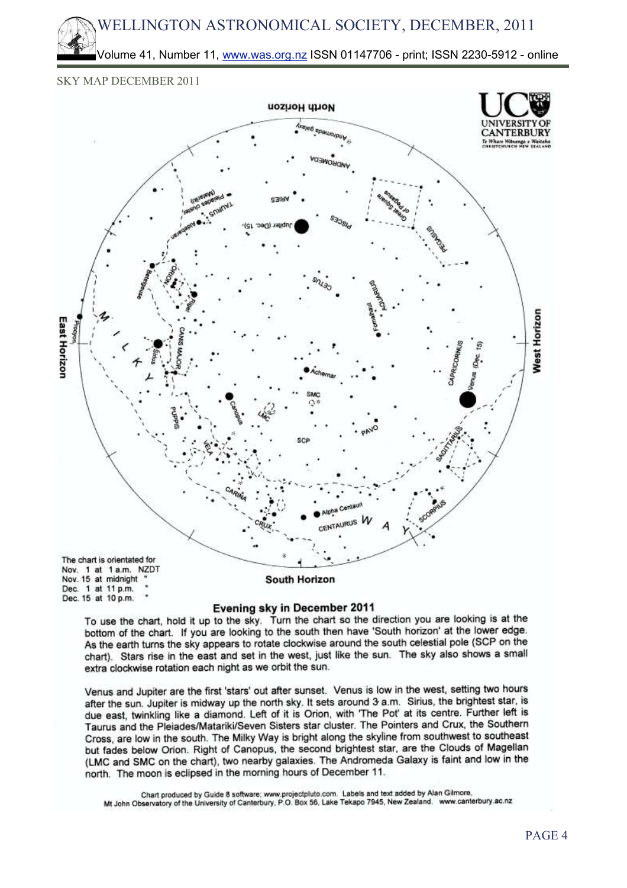SKY MAP DECEMBER 2011

The chart is orientated for
Nov. 1 at 1 a.m. NZDT
Nov. 15 at midnight "
Dec. 1 at 11 p.m. "
Dec. 15 at 10 p.m. "

## Evening sky in December 2011

To use the chart, hold it up to the sky. Turn the chart so the direction you are looking is at the bottom of the chart. If you are looking to the south then have 'South horizon' at the lower edge. As the earth turns the sky appears to rotate clockwise around the south celestial pole (SCP on the chart). Stars rise in the east and set in the west, just like the sun. The sky also shows a small extra clockwise rotation each night as we orbit the sun.

Venus and Jupiter are the first 'stars' out after sunset. Venus is low in the west, setting two hours after the sun. Jupiter is midway up the north sky. It sets around 3 a.m. Sirius, the brightest star, is due east, twinkling like a diamond. Left of it is Orion, with 'The Pot' at its centre. Further left is Taurus and the Pleiades/Matariki/Seven Sisters star cluster. The Pointers and Crux, the Southern Cross, are low in the south. The Milky Way is bright along the skyline from southwest to southeast but fades below Orion. Right of Canopus, the second brightest star, are the Clouds of Magellan (LMC and SMC on the chart), two nearby galaxies. The Andromeda Galaxy is faint and low in the north. The moon is eclipsed in the morning hours of December 11.

Chart produced by Guide 8 software; www.projectpluto.com. Labels and text added by Alan Gilmore, Mt John Observatory of the University of Canterbury, P.O. Box 56, Lake Tekapo 7945, New Zealand. www.canterbury.ac.nz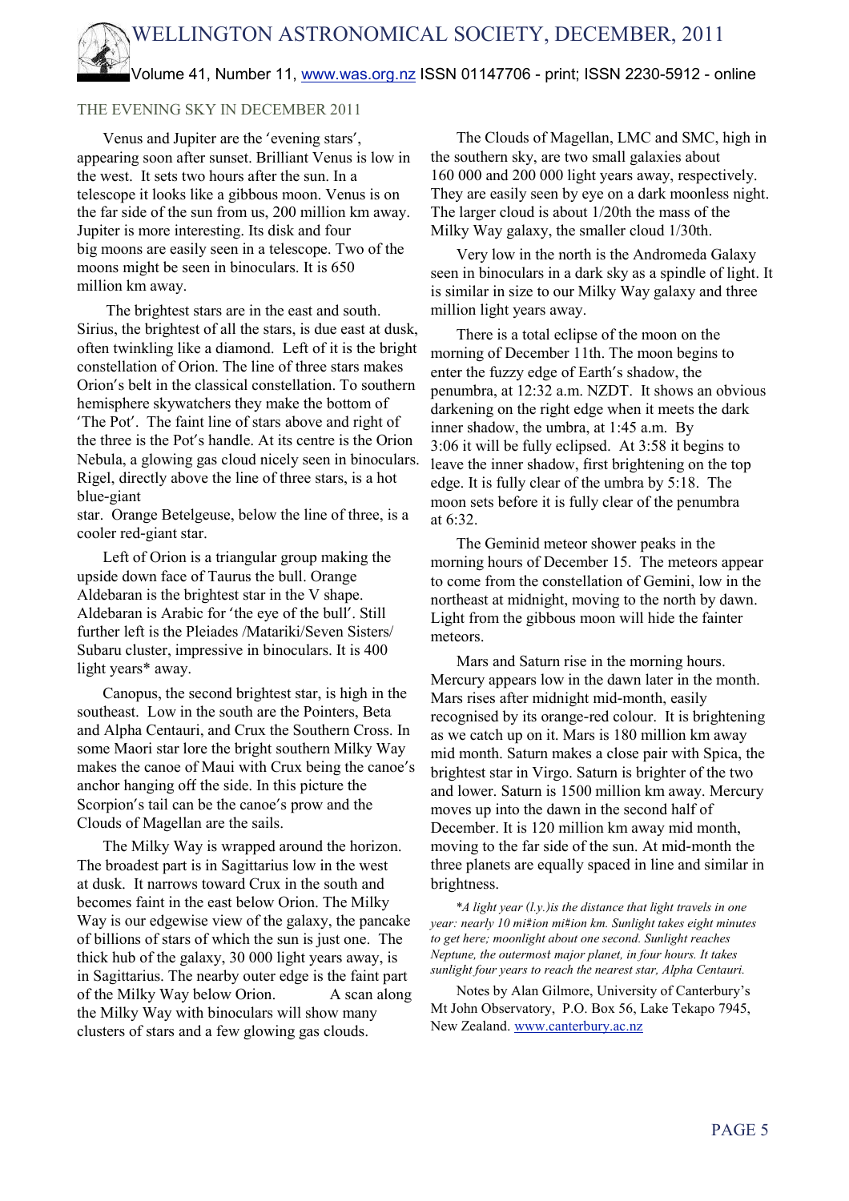# THE EVENING SKY IN DECEMBER 2011

Venus and Jupiter are the 'evening stars', appearing soon after sunset. Brilliant Venus is low in the west. It sets two hours after the sun. In a telescope it looks like a gibbous moon. Venus is on the far side of the sun from us, 200 million km away. Jupiter is more interesting. Its disk and four big moons are easily seen in a telescope. Two of the moons might be seen in binoculars. It is 650 million km away.

The brightest stars are in the east and south. Sirius, the brightest of all the stars, is due east at dusk, often twinkling like a diamond. Left of it is the bright constellation of Orion. The line of three stars makes Orion's belt in the classical constellation. To southern hemisphere skywatchers they make the bottom of 'The Pot'. The faint line of stars above and right of the three is the Pot's handle. At its centre is the Orion Nebula, a glowing gas cloud nicely seen in binoculars. Rigel, directly above the line of three stars, is a hot blue-giant star. Orange Betelgeuse, below the line of three, is a cooler red-giant star.

Left of Orion is a triangular group making the upside down face of Taurus the bull. Orange Aldebaran is the brightest star in the V shape. Aldebaran is Arabic for 'the eye of the bull'. Still further left is the Pleiades /Matariki/Seven Sisters/ Subaru cluster, impressive in binoculars. It is 400 light years* away.

Canopus, the second brightest star, is high in the southeast. Low in the south are the Pointers, Beta and Alpha Centauri, and Crux the Southern Cross. In some Maori star lore the bright southern Milky Way makes the canoe of Maui with Crux being the canoe's anchor hanging off the side. In this picture the Scorpion's tail can be the canoe's prow and the Clouds of Magellan are the sails.

The Milky Way is wrapped around the horizon. The broadest part is in Sagittarius low in the west at dusk. It narrows toward Crux in the south and becomes faint in the east below Orion. The Milky Way is our edgewise view of the galaxy, the pancake of billions of stars of which the sun is just one. The thick hub of the galaxy, 30 000 light years away, is in Sagittarius. The nearby outer edge is the faint part of the Milky Way below Orion. A scan along the Milky Way with binoculars will show many clusters of stars and a few glowing gas clouds.

The Clouds of Magellan, LMC and SMC, high in the southern sky, are two small galaxies about 160 000 and 200 000 light years away, respectively. They are easily seen by eye on a dark moonless night. The larger cloud is about 1/20th the mass of the Milky Way galaxy, the smaller cloud 1/30th.

Very low in the north is the Andromeda Galaxy seen in binoculars in a dark sky as a spindle of light. It is similar in size to our Milky Way galaxy and three million light years away.

There is a total eclipse of the moon on the morning of December 11th. The moon begins to enter the fuzzy edge of Earth's shadow, the penumbra, at 12:32 a.m. NZDT. It shows an obvious darkening on the right edge when it meets the dark inner shadow, the umbra, at 1:45 a.m. By 3:06 it will be fully eclipsed. At 3:58 it begins to leave the inner shadow, first brightening on the top edge. It is fully clear of the umbra by 5:18. The moon sets before it is fully clear of the penumbra at 6:32.

The Geminid meteor shower peaks in the morning hours of December 15. The meteors appear to come from the constellation of Gemini, low in the northeast at midnight, moving to the north by dawn. Light from the gibbous moon will hide the fainter meteors.

Mars and Saturn rise in the morning hours. Mercury appears low in the dawn later in the month. Mars rises after midnight mid-month, easily recognised by its orange-red colour. It is brightening as we catch up on it. Mars is 180 million km away mid month. Saturn makes a close pair with Spica, the brightest star in Virgo. Saturn is brighter of the two and lower. Saturn is 1500 million km away. Mercury moves up into the dawn in the second half of December. It is 120 million km away mid month, moving to the far side of the sun. At mid-month the three planets are equally spaced in line and similar in brightness.

*\*A light year (l.y.)is the distance that light travels in one year: nearly 10 mi#ion mi#ion km. Sunlight takes eight minutes to get here; moonlight about one second. Sunlight reaches Neptune, the outermost major planet, in four hours. It takes sunlight four years to reach the nearest star, Alpha Centauri.*

Notes by Alan Gilmore, University of Canterbury's Mt John Observatory, P.O. Box 56, Lake Tekapo 7945, New Zealand. www.canterbury.ac.nz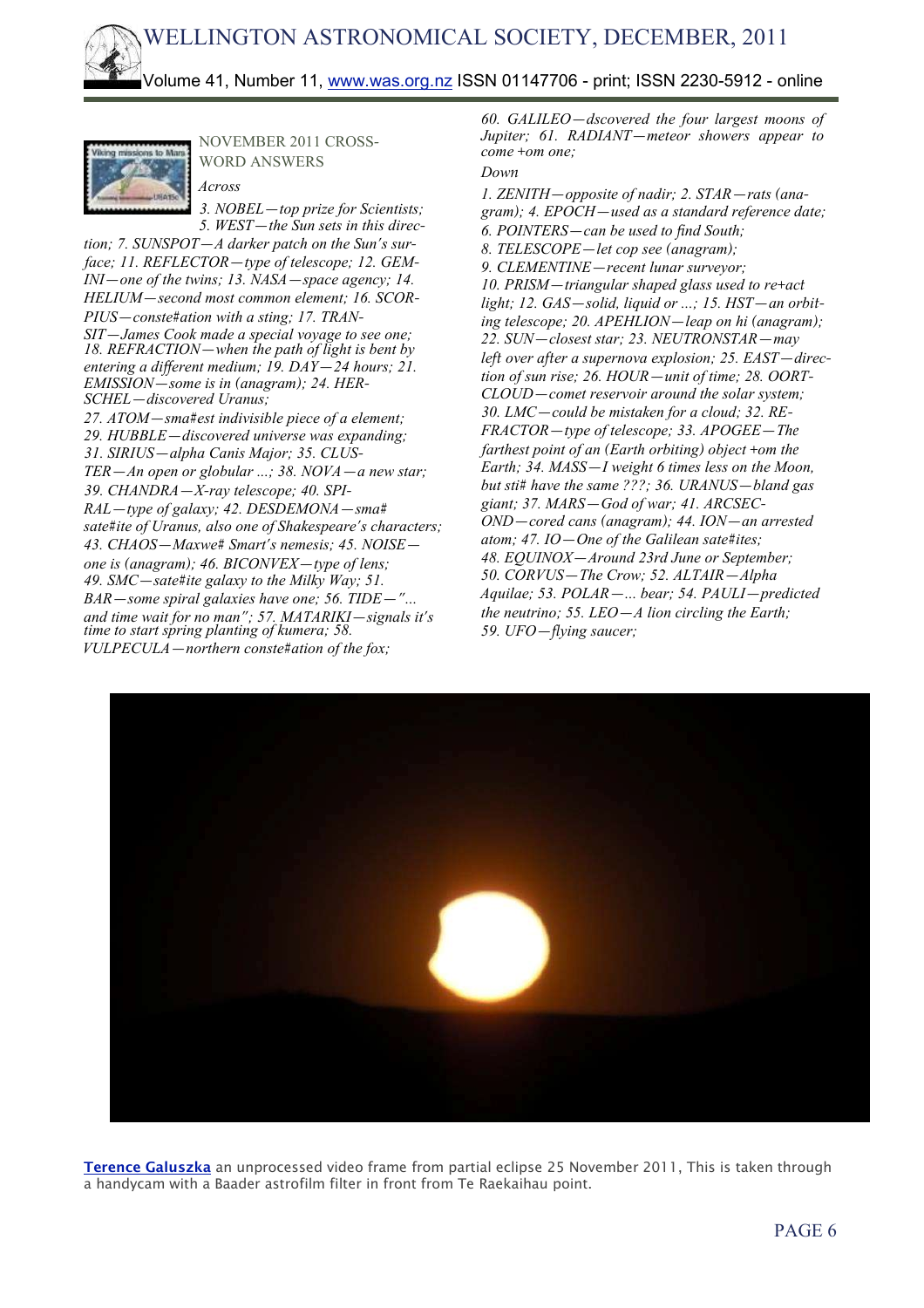## NOVEMBER 2011 CROSSWORD ANSWERS

*Across*

*3. NOBEL—top prize for Scientists; 5. WEST—the Sun sets in this direction; 7. SUNSPOT—A darker patch on the Sun's surface; 11. REFLECTOR—type of telescope; 12. GEMINI—one of the twins; 13. NASA—space agency; 14. HELIUM—second most common element; 16. SCORPIUS—conste#ation with a sting; 17. TRANSIT—James Cook made a special voyage to see one; 18. REFRACTION—when the path of light is bent by entering a different medium; 19. DAY—24 hours; 21. EMISSION—some is in (anagram); 24. HERSCHEL—discovered Uranus;*

*27. ATOM—sma#est indivisible piece of a element; 29. HUBBLE—discovered universe was expanding; 31. SIRIUS—alpha Canis Major; 35. CLUSTER—An open or globular ...; 38. NOVA—a new star; 39. CHANDRA—X-ray telescope; 40. SPIRAL—type of galaxy; 42. DESDEMONA—sma# sate#ite of Uranus, also one of Shakespeare's characters; 43. CHAOS—Maxwe# Smart's nemesis; 45. NOISE—one is (anagram); 46. BICONVEX—type of lens; 49. SMC—sate#ite galaxy to the Milky Way; 51. BAR—some spiral galaxies have one; 56. TIDE—"... and time wait for no man"; 57. MATARIKI—signals it's time to start spring planting of kumera; 58. VULPECULA—northern conste#ation of the fox;*

*60. GALILEO—dscovered the four largest moons of Jupiter; 61. RADIANT—meteor showers appear to come +om one;*

*Down*

*1. ZENITH—opposite of nadir; 2. STAR—rats (anagram); 4. EPOCH—used as a standard reference date; 6. POINTERS—can be used to find South; 8. TELESCOPE—let cop see (anagram); 9. CLEMENTINE—recent lunar surveyor; 10. PRISM—triangular shaped glass used to re+act light; 12. GAS—solid, liquid or ...; 15. HST—an orbiting telescope; 20. APEHLION—leap on hi (anagram); 22. SUN—closest star; 23. NEUTRONSTAR—may left over after a supernova explosion; 25. EAST—direction of sun rise; 26. HOUR—unit of time; 28. OORTCLOUD—comet reservoir around the solar system; 30. LMC—could be mistaken for a cloud; 32. REFRACTOR—type of telescope; 33. APOGEE—The farthest point of an (Earth orbiting) object +om the Earth; 34. MASS—I weight 6 times less on the Moon, but sti# have the same ???; 36. URANUS—bland gas giant; 37. MARS—God of war; 41. ARCSECOND—cored cans (anagram); 44. ION—an arrested atom; 47. IO—One of the Galilean sate#ites; 48. EQUINOX—Around 23rd June or September; 50. CORVUS—The Crow; 52. ALTAIR—Alpha Aquilae; 53. POLAR—... bear; 54. PAULI—predicted the neutrino; 55. LEO—A lion circling the Earth; 59. UFO—flying saucer;*

**Terence Galuszka** an unprocessed video frame from partial eclipse 25 November 2011, This is taken through a handycam with a Baader astrofilm filter in front from Te Raekaihau point.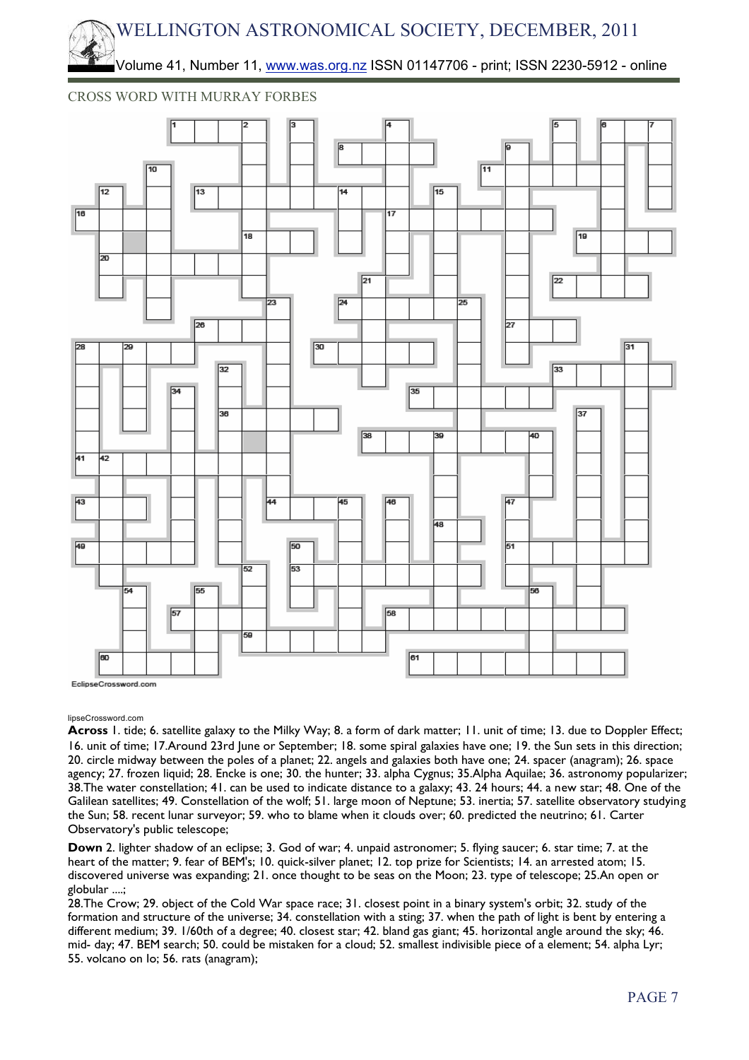## CROSS WORD WITH MURRAY FORBES

EclipseCrossword.com

lipseCrossword.com

**Across** 1. tide; 6. satellite galaxy to the Milky Way; 8. a form of dark matter; 11. unit of time; 13. due to Doppler Effect; 16. unit of time; 17.Around 23rd June or September; 18. some spiral galaxies have one; 19. the Sun sets in this direction; 20. circle midway between the poles of a planet; 22. angels and galaxies both have one; 24. spacer (anagram); 26. space agency; 27. frozen liquid; 28. Encke is one; 30. the hunter; 33. alpha Cygnus; 35.Alpha Aquilae; 36. astronomy popularizer; 38.The water constellation; 41. can be used to indicate distance to a galaxy; 43. 24 hours; 44. a new star; 48. One of the Galilean satellites; 49. Constellation of the wolf; 51. large moon of Neptune; 53. inertia; 57. satellite observatory studying the Sun; 58. recent lunar surveyor; 59. who to blame when it clouds over; 60. predicted the neutrino; 61. Carter Observatory's public telescope;

**Down** 2. lighter shadow of an eclipse; 3. God of war; 4. unpaid astronomer; 5. flying saucer; 6. star time; 7. at the heart of the matter; 9. fear of BEM's; 10. quick-silver planet; 12. top prize for Scientists; 14. an arrested atom; 15. discovered universe was expanding; 21. once thought to be seas on the Moon; 23. type of telescope; 25.An open or globular ....;

28.The Crow; 29. object of the Cold War space race; 31. closest point in a binary system's orbit; 32. study of the formation and structure of the universe; 34. constellation with a sting; 37. when the path of light is bent by entering a different medium; 39. 1/60th of a degree; 40. closest star; 42. bland gas giant; 45. horizontal angle around the sky; 46. mid- day; 47. BEM search; 50. could be mistaken for a cloud; 52. smallest indivisible piece of a element; 54. alpha Lyr; 55. volcano on Io; 56. rats (anagram);